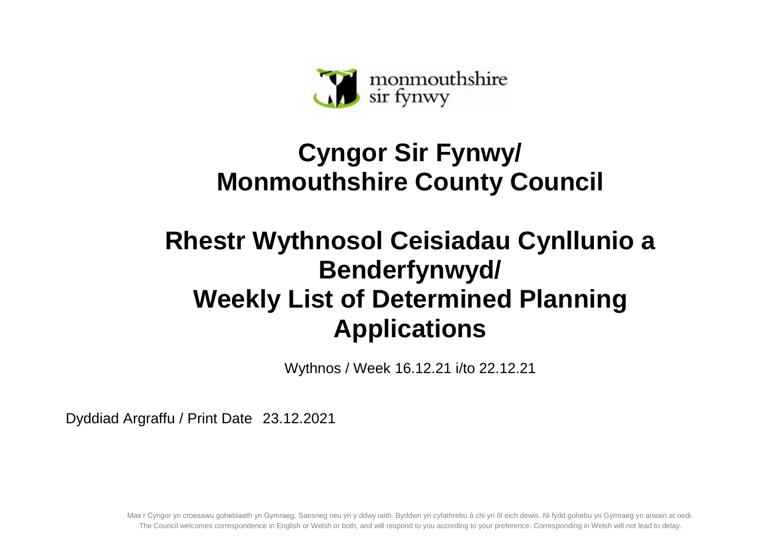monmouthshire
sir fynwy

# Cyngor Sir Fynwy/ Monmouthshire County Council

# Rhestr Wythnosol Ceisiadau Cynllunio a Benderfynwyd/ Weekly List of Determined Planning Applications

Wythnos / Week 16.12.21 i/to 22.12.21

Dyddiad Argraffu / Print Date 23.12.2021

Mae'r Cyngor yn croesawu gohebiaeth yn Gymraeg, Saesneg neu yn y ddwy iaith. Byddwn yn cyfathrebu â chi yn ôl eich dewis. Ni fydd gohebu yn Gymraeg yn arwain at oedi.
The Council welcomes correspondence in English or Welsh or both, and will respond to you according to your preference. Corresponding in Welsh will not lead to delay.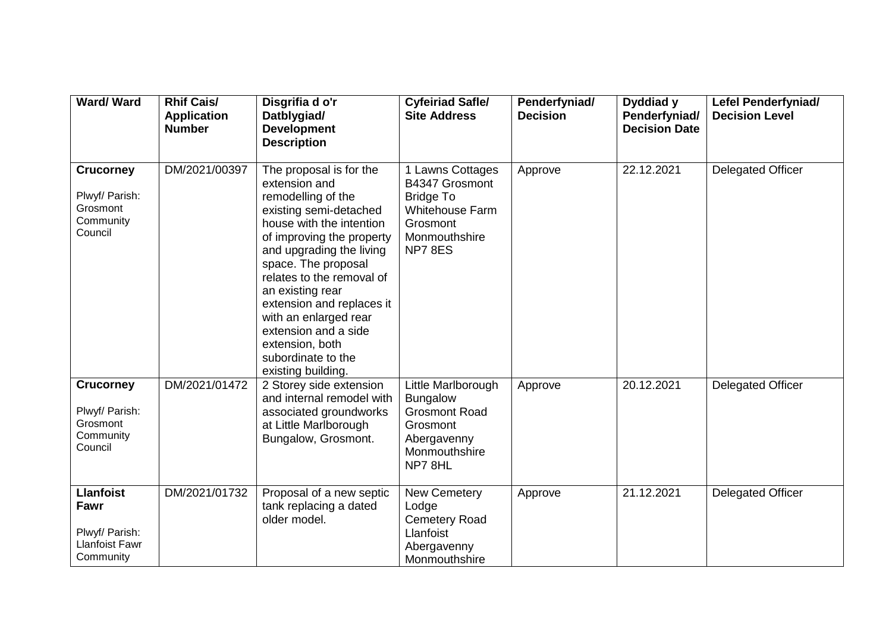| Ward/ Ward | Rhif Cais/ Application Number | Disgrifia d o'r Datblygiad/ Development Description | Cyfeiriad Safle/ Site Address | Penderfyniad/ Decision | Dyddiad y Penderfyniad/ Decision Date | Lefel Penderfyniad/ Decision Level |
|---|---|---|---|---|---|---|
| **Crucorney**<br>Plwyf/ Parish: Grosmont Community Council | DM/2021/00397 | The proposal is for the extension and remodelling of the existing semi-detached house with the intention of improving the property and upgrading the living space. The proposal relates to the removal of an existing rear extension and replaces it with an enlarged rear extension and a side extension, both subordinate to the existing building. | 1 Lawns Cottages B4347 Grosmont Bridge To Whitehouse Farm Grosmont Monmouthshire NP7 8ES | Approve | 22.12.2021 | Delegated Officer |
| **Crucorney**<br>Plwyf/ Parish: Grosmont Community Council | DM/2021/01472 | 2 Storey side extension and internal remodel with associated groundworks at Little Marlborough Bungalow, Grosmont. | Little Marlborough Bungalow Grosmont Road Grosmont Abergavenny Monmouthshire NP7 8HL | Approve | 20.12.2021 | Delegated Officer |
| **Llanfoist Fawr**<br>Plwyf/ Parish: Llanfoist Fawr Community | DM/2021/01732 | Proposal of a new septic tank replacing a dated older model. | New Cemetery Lodge Cemetery Road Llanfoist Abergavenny Monmouthshire | Approve | 21.12.2021 | Delegated Officer |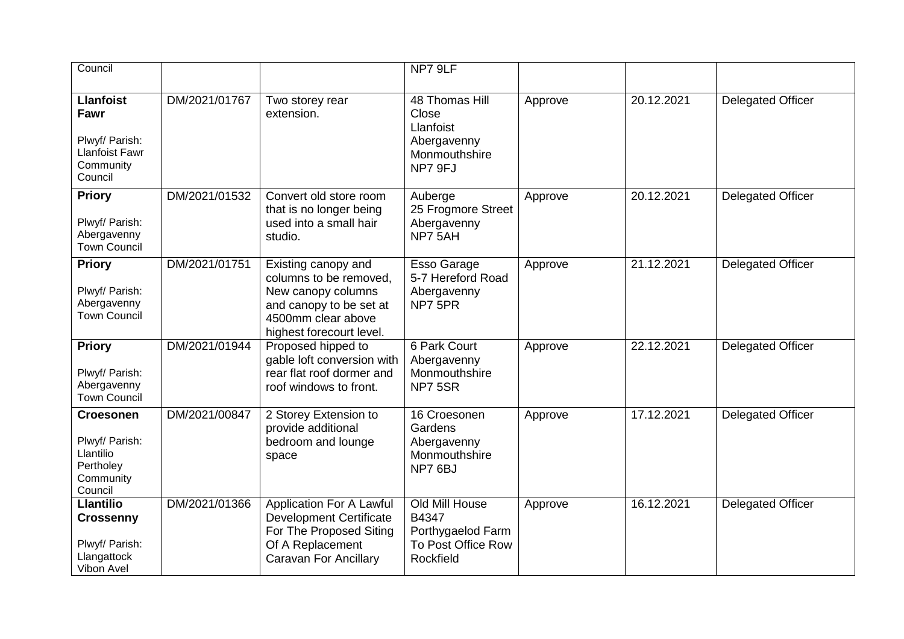| | | | | | | |
|---|---|---|---|---|---|---|
| Council | | | NP7 9LF | | | |
| **Llanfoist Fawr**<br><br>Plwyf/ Parish: Llanfoist Fawr Community Council | DM/2021/01767 | Two storey rear extension. | 48 Thomas Hill Close Llanfoist Abergavenny Monmouthshire NP7 9FJ | Approve | 20.12.2021 | Delegated Officer |
| **Priory**<br><br>Plwyf/ Parish: Abergavenny Town Council | DM/2021/01532 | Convert old store room that is no longer being used into a small hair studio. | Auberge 25 Frogmore Street Abergavenny NP7 5AH | Approve | 20.12.2021 | Delegated Officer |
| **Priory**<br><br>Plwyf/ Parish: Abergavenny Town Council | DM/2021/01751 | Existing canopy and columns to be removed, New canopy columns and canopy to be set at 4500mm clear above highest forecourt level. | Esso Garage 5-7 Hereford Road Abergavenny NP7 5PR | Approve | 21.12.2021 | Delegated Officer |
| **Priory**<br><br>Plwyf/ Parish: Abergavenny Town Council | DM/2021/01944 | Proposed hipped to gable loft conversion with rear flat roof dormer and roof windows to front. | 6 Park Court Abergavenny Monmouthshire NP7 5SR | Approve | 22.12.2021 | Delegated Officer |
| **Croesonen**<br><br>Plwyf/ Parish: Llantilio Pertholey Community Council | DM/2021/00847 | 2 Storey Extension to provide additional bedroom and lounge space | 16 Croesonen Gardens Abergavenny Monmouthshire NP7 6BJ | Approve | 17.12.2021 | Delegated Officer |
| **Llantilio Crossenny**<br><br>Plwyf/ Parish: Llangattock Vibon Avel | DM/2021/01366 | Application For A Lawful Development Certificate For The Proposed Siting Of A Replacement Caravan For Ancillary | Old Mill House B4347 Porthygaelod Farm To Post Office Row Rockfield | Approve | 16.12.2021 | Delegated Officer |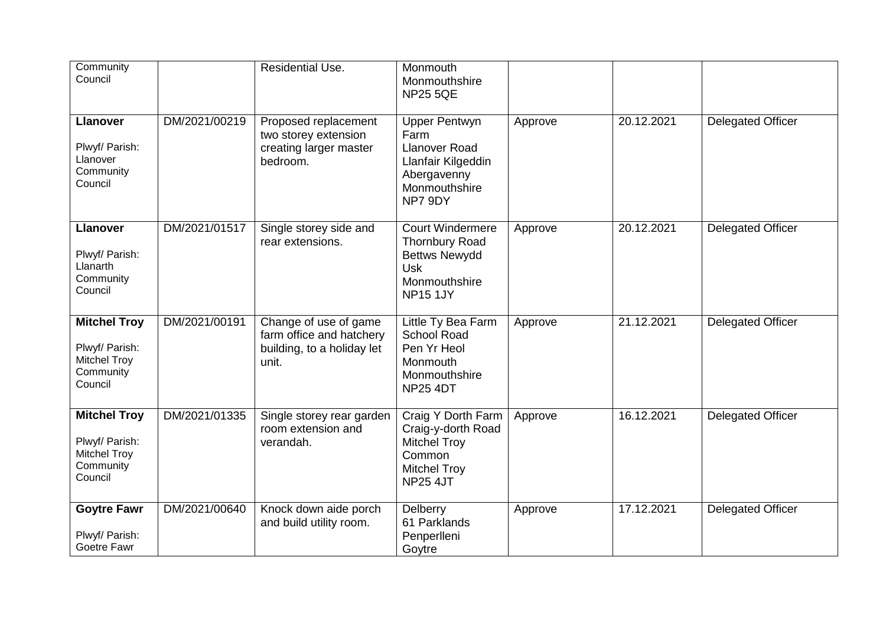| Community Council | | Residential Use. | Monmouth Monmouthshire NP25 5QE | | | |
|---|---|---|---|---|---|---|
| **Llanover** Plwyf/ Parish: Llanover Community Council | DM/2021/00219 | Proposed replacement two storey extension creating larger master bedroom. | Upper Pentwyn Farm Llanover Road Llanfair Kilgeddin Abergavenny Monmouthshire NP7 9DY | Approve | 20.12.2021 | Delegated Officer |
| **Llanover** Plwyf/ Parish: Llanarth Community Council | DM/2021/01517 | Single storey side and rear extensions. | Court Windermere Thornbury Road Bettws Newydd Usk Monmouthshire NP15 1JY | Approve | 20.12.2021 | Delegated Officer |
| **Mitchel Troy** Plwyf/ Parish: Mitchel Troy Community Council | DM/2021/00191 | Change of use of game farm office and hatchery building, to a holiday let unit. | Little Ty Bea Farm School Road Pen Yr Heol Monmouth Monmouthshire NP25 4DT | Approve | 21.12.2021 | Delegated Officer |
| **Mitchel Troy** Plwyf/ Parish: Mitchel Troy Community Council | DM/2021/01335 | Single storey rear garden room extension and verandah. | Craig Y Dorth Farm Craig-y-dorth Road Mitchel Troy Common Mitchel Troy NP25 4JT | Approve | 16.12.2021 | Delegated Officer |
| **Goytre Fawr** Plwyf/ Parish: Goetre Fawr | DM/2021/00640 | Knock down aide porch and build utility room. | Delberry 61 Parklands Penperlleni Goytre | Approve | 17.12.2021 | Delegated Officer |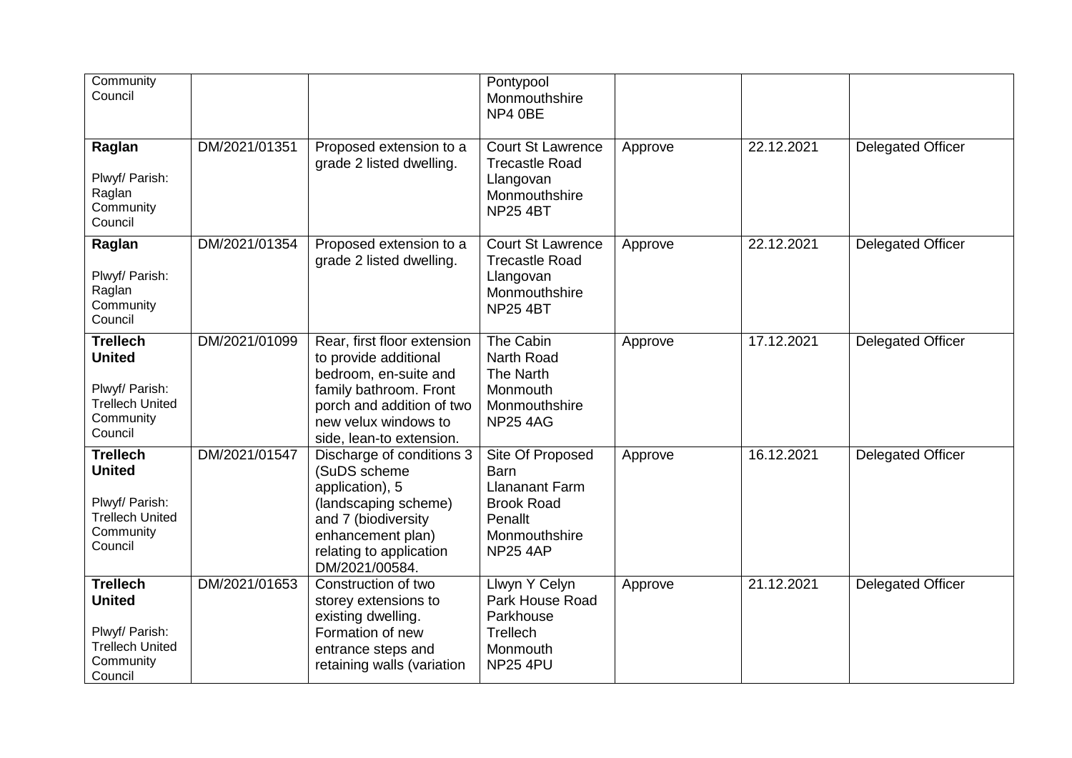| | | | | | | |
|---|---|---|---|---|---|---|
| Community Council | | | Pontypool Monmouthshire NP4 0BE | | | |
| **Raglan**<br><br>Plwyf/ Parish: Raglan Community Council | DM/2021/01351 | Proposed extension to a grade 2 listed dwelling. | Court St Lawrence Trecastle Road Llangovan Monmouthshire NP25 4BT | Approve | 22.12.2021 | Delegated Officer |
| **Raglan**<br><br>Plwyf/ Parish: Raglan Community Council | DM/2021/01354 | Proposed extension to a grade 2 listed dwelling. | Court St Lawrence Trecastle Road Llangovan Monmouthshire NP25 4BT | Approve | 22.12.2021 | Delegated Officer |
| **Trellech United**<br><br>Plwyf/ Parish: Trellech United Community Council | DM/2021/01099 | Rear, first floor extension to provide additional bedroom, en-suite and family bathroom. Front porch and addition of two new velux windows to side, lean-to extension. | The Cabin Narth Road The Narth Monmouth Monmouthshire NP25 4AG | Approve | 17.12.2021 | Delegated Officer |
| **Trellech United**<br><br>Plwyf/ Parish: Trellech United Community Council | DM/2021/01547 | Discharge of conditions 3 (SuDS scheme application), 5 (landscaping scheme) and 7 (biodiversity enhancement plan) relating to application DM/2021/00584. | Site Of Proposed Barn Llananant Farm Brook Road Penallt Monmouthshire NP25 4AP | Approve | 16.12.2021 | Delegated Officer |
| **Trellech United**<br><br>Plwyf/ Parish: Trellech United Community Council | DM/2021/01653 | Construction of two storey extensions to existing dwelling. Formation of new entrance steps and retaining walls (variation | Llwyn Y Celyn Park House Road Parkhouse Trellech Monmouth NP25 4PU | Approve | 21.12.2021 | Delegated Officer |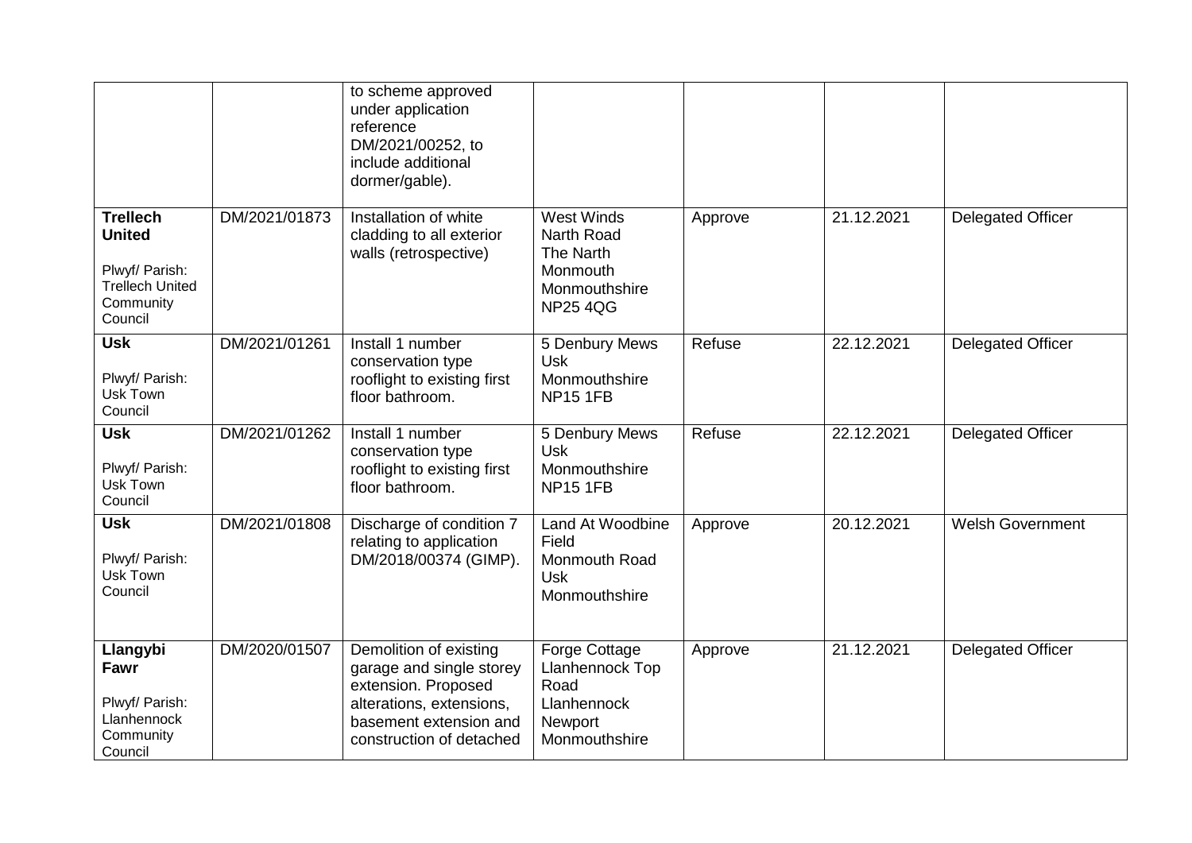| | | | | | | |
|---|---|---|---|---|---|---|
| | | to scheme approved under application reference DM/2021/00252, to include additional dormer/gable). | | | | |
| **Trellech United**<br><br>Plwyf/ Parish: Trellech United Community Council | DM/2021/01873 | Installation of white cladding to all exterior walls (retrospective) | West Winds<br>Narth Road<br>The Narth<br>Monmouth<br>Monmouthshire<br>NP25 4QG | Approve | 21.12.2021 | Delegated Officer |
| **Usk**<br><br>Plwyf/ Parish: Usk Town Council | DM/2021/01261 | Install 1 number conservation type rooflight to existing first floor bathroom. | 5 Denbury Mews<br>Usk<br>Monmouthshire<br>NP15 1FB | Refuse | 22.12.2021 | Delegated Officer |
| **Usk**<br><br>Plwyf/ Parish: Usk Town Council | DM/2021/01262 | Install 1 number conservation type rooflight to existing first floor bathroom. | 5 Denbury Mews<br>Usk<br>Monmouthshire<br>NP15 1FB | Refuse | 22.12.2021 | Delegated Officer |
| **Usk**<br><br>Plwyf/ Parish: Usk Town Council | DM/2021/01808 | Discharge of condition 7 relating to application DM/2018/00374 (GIMP). | Land At Woodbine Field<br>Monmouth Road<br>Usk<br>Monmouthshire | Approve | 20.12.2021 | Welsh Government |
| **Llangybi Fawr**<br><br>Plwyf/ Parish: Llanhennock Community Council | DM/2020/01507 | Demolition of existing garage and single storey extension. Proposed alterations, extensions, basement extension and construction of detached | Forge Cottage<br>Llanhennock Top Road<br>Llanhennock<br>Newport<br>Monmouthshire | Approve | 21.12.2021 | Delegated Officer |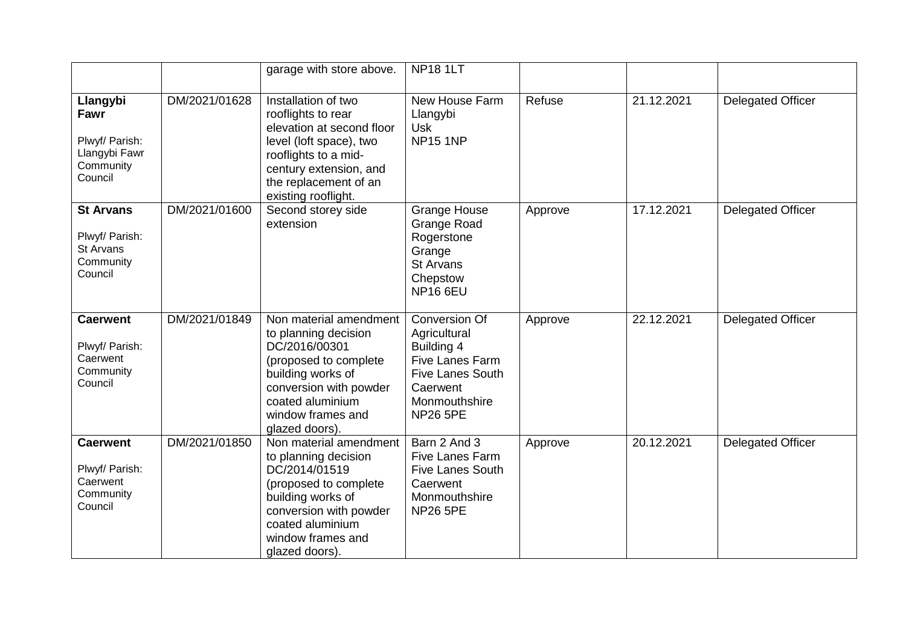| | | | | | | |
|---|---|---|---|---|---|---|
| | | garage with store above. | NP18 1LT | | | |
| **Llangybi Fawr**<br><br>Plwyf/ Parish: Llangybi Fawr Community Council | DM/2021/01628 | Installation of two rooflights to rear elevation at second floor level (loft space), two rooflights to a mid-century extension, and the replacement of an existing rooflight. | New House Farm Llangybi Usk NP15 1NP | Refuse | 21.12.2021 | Delegated Officer |
| **St Arvans**<br><br>Plwyf/ Parish: St Arvans Community Council | DM/2021/01600 | Second storey side extension | Grange House Grange Road Rogerstone Grange St Arvans Chepstow NP16 6EU | Approve | 17.12.2021 | Delegated Officer |
| **Caerwent**<br><br>Plwyf/ Parish: Caerwent Community Council | DM/2021/01849 | Non material amendment to planning decision DC/2016/00301 (proposed to complete building works of conversion with powder coated aluminium window frames and glazed doors). | Conversion Of Agricultural Building 4 Five Lanes Farm Five Lanes South Caerwent Monmouthshire NP26 5PE | Approve | 22.12.2021 | Delegated Officer |
| **Caerwent**<br><br>Plwyf/ Parish: Caerwent Community Council | DM/2021/01850 | Non material amendment to planning decision DC/2014/01519 (proposed to complete building works of conversion with powder coated aluminium window frames and glazed doors). | Barn 2 And 3 Five Lanes Farm Five Lanes South Caerwent Monmouthshire NP26 5PE | Approve | 20.12.2021 | Delegated Officer |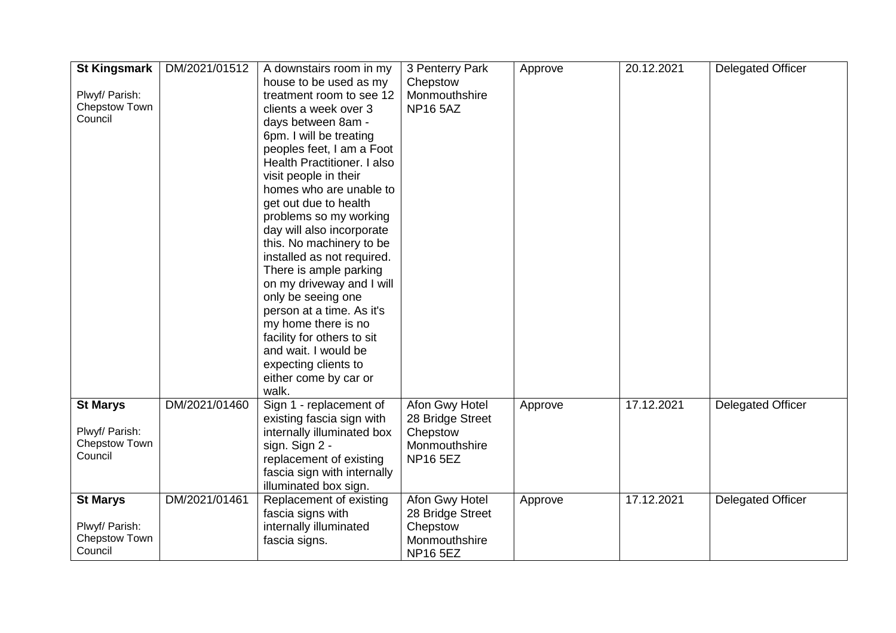| | | | | | | |
|---|---|---|---|---|---|---|
| **St Kingsmark**<br><br>Plwyf/ Parish: Chepstow Town Council | DM/2021/01512 | A downstairs room in my house to be used as my treatment room to see 12 clients a week over 3 days between 8am - 6pm. I will be treating peoples feet, I am a Foot Health Practitioner. I also visit people in their homes who are unable to get out due to health problems so my working day will also incorporate this. No machinery to be installed as not required. There is ample parking on my driveway and I will only be seeing one person at a time. As it's my home there is no facility for others to sit and wait. I would be expecting clients to either come by car or walk. | 3 Penterry Park Chepstow Monmouthshire NP16 5AZ | Approve | 20.12.2021 | Delegated Officer |
| **St Marys**<br><br>Plwyf/ Parish: Chepstow Town Council | DM/2021/01460 | Sign 1 - replacement of existing fascia sign with internally illuminated box sign. Sign 2 - replacement of existing fascia sign with internally illuminated box sign. | Afon Gwy Hotel 28 Bridge Street Chepstow Monmouthshire NP16 5EZ | Approve | 17.12.2021 | Delegated Officer |
| **St Marys**<br><br>Plwyf/ Parish: Chepstow Town Council | DM/2021/01461 | Replacement of existing fascia signs with internally illuminated fascia signs. | Afon Gwy Hotel 28 Bridge Street Chepstow Monmouthshire NP16 5EZ | Approve | 17.12.2021 | Delegated Officer |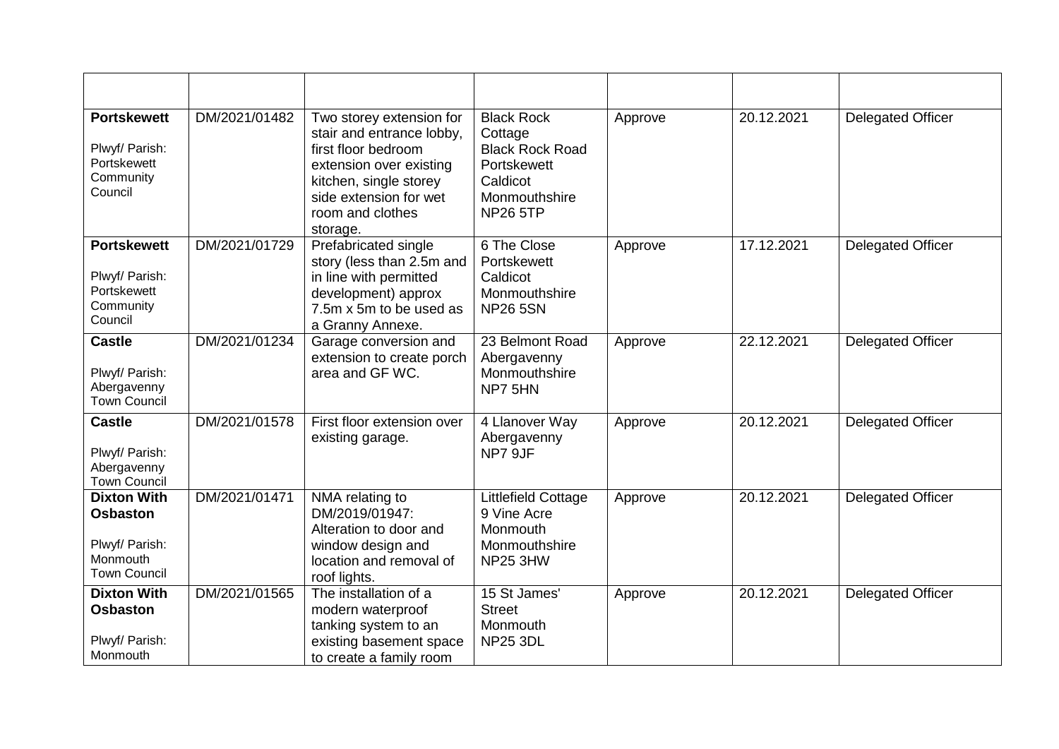| | | | | | | |
|---|---|---|---|---|---|---|
| **Portskewett** Plwyf/ Parish: Portskewett Community Council | DM/2021/01482 | Two storey extension for stair and entrance lobby, first floor bedroom extension over existing kitchen, single storey side extension for wet room and clothes storage. | Black Rock Cottage Black Rock Road Portskewett Caldicot Monmouthshire NP26 5TP | Approve | 20.12.2021 | Delegated Officer |
| **Portskewett** Plwyf/ Parish: Portskewett Community Council | DM/2021/01729 | Prefabricated single story (less than 2.5m and in line with permitted development) approx 7.5m x 5m to be used as a Granny Annexe. | 6 The Close Portskewett Caldicot Monmouthshire NP26 5SN | Approve | 17.12.2021 | Delegated Officer |
| **Castle** Plwyf/ Parish: Abergavenny Town Council | DM/2021/01234 | Garage conversion and extension to create porch area and GF WC. | 23 Belmont Road Abergavenny Monmouthshire NP7 5HN | Approve | 22.12.2021 | Delegated Officer |
| **Castle** Plwyf/ Parish: Abergavenny Town Council | DM/2021/01578 | First floor extension over existing garage. | 4 Llanover Way Abergavenny NP7 9JF | Approve | 20.12.2021 | Delegated Officer |
| **Dixton With Osbaston** Plwyf/ Parish: Monmouth Town Council | DM/2021/01471 | NMA relating to DM/2019/01947: Alteration to door and window design and location and removal of roof lights. | Littlefield Cottage 9 Vine Acre Monmouth Monmouthshire NP25 3HW | Approve | 20.12.2021 | Delegated Officer |
| **Dixton With Osbaston** Plwyf/ Parish: Monmouth | DM/2021/01565 | The installation of a modern waterproof tanking system to an existing basement space to create a family room | 15 St James' Street Monmouth NP25 3DL | Approve | 20.12.2021 | Delegated Officer |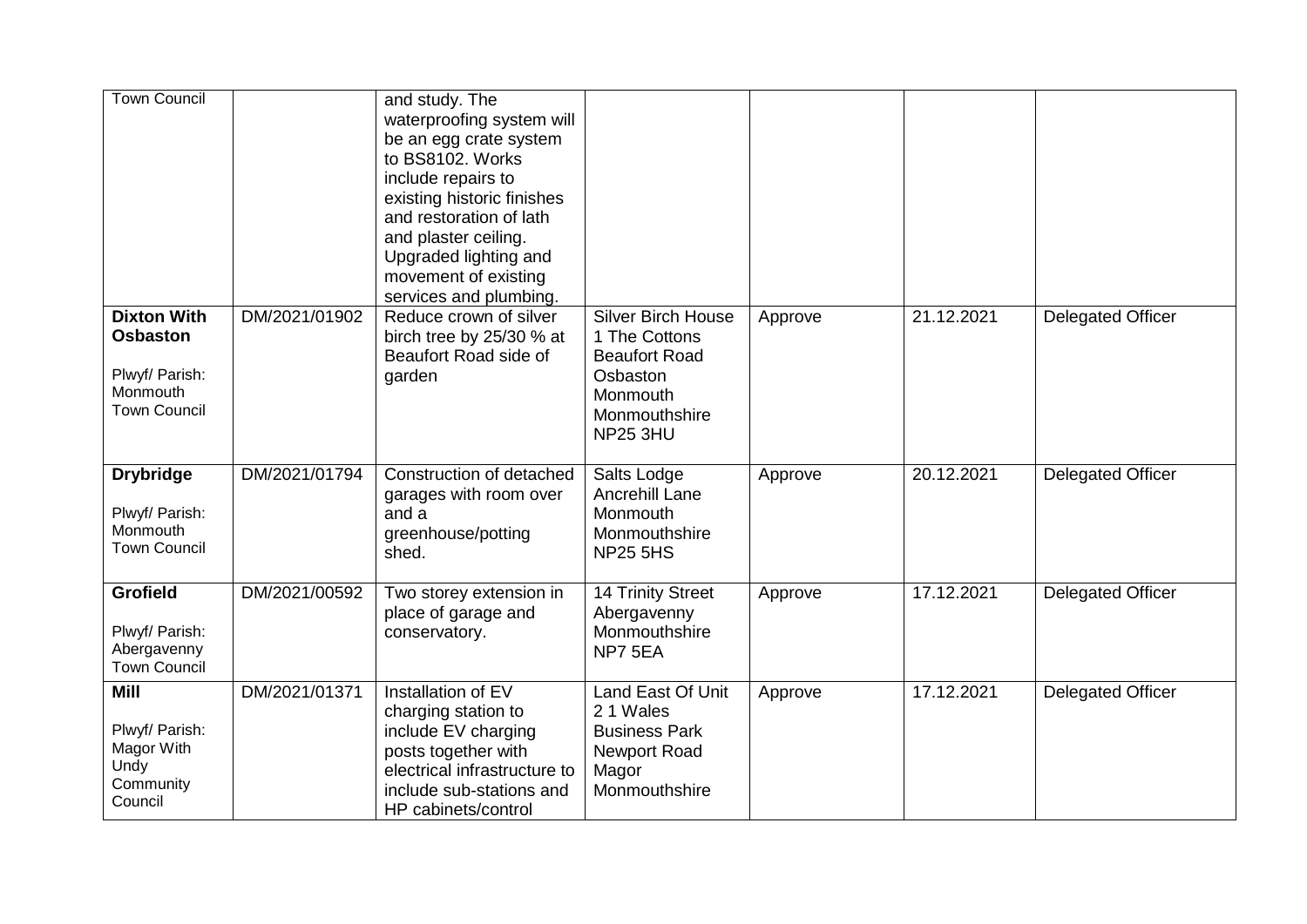| | | | | | | |
|---|---|---|---|---|---|---|
| Town Council | | and study. The waterproofing system will be an egg crate system to BS8102. Works include repairs to existing historic finishes and restoration of lath and plaster ceiling. Upgraded lighting and movement of existing services and plumbing. | | | | |
| **Dixton With Osbaston**<br><br>Plwyf/ Parish: Monmouth Town Council | DM/2021/01902 | Reduce crown of silver birch tree by 25/30 % at Beaufort Road side of garden | Silver Birch House 1 The Cottons Beaufort Road Osbaston Monmouth Monmouthshire NP25 3HU | Approve | 21.12.2021 | Delegated Officer |
| **Drybridge**<br><br>Plwyf/ Parish: Monmouth Town Council | DM/2021/01794 | Construction of detached garages with room over and a greenhouse/potting shed. | Salts Lodge Ancrehill Lane Monmouth Monmouthshire NP25 5HS | Approve | 20.12.2021 | Delegated Officer |
| **Grofield**<br><br>Plwyf/ Parish: Abergavenny Town Council | DM/2021/00592 | Two storey extension in place of garage and conservatory. | 14 Trinity Street Abergavenny Monmouthshire NP7 5EA | Approve | 17.12.2021 | Delegated Officer |
| **Mill**<br><br>Plwyf/ Parish: Magor With Undy Community Council | DM/2021/01371 | Installation of EV charging station to include EV charging posts together with electrical infrastructure to include sub-stations and HP cabinets/control | Land East Of Unit 2 1 Wales Business Park Newport Road Magor Monmouthshire | Approve | 17.12.2021 | Delegated Officer |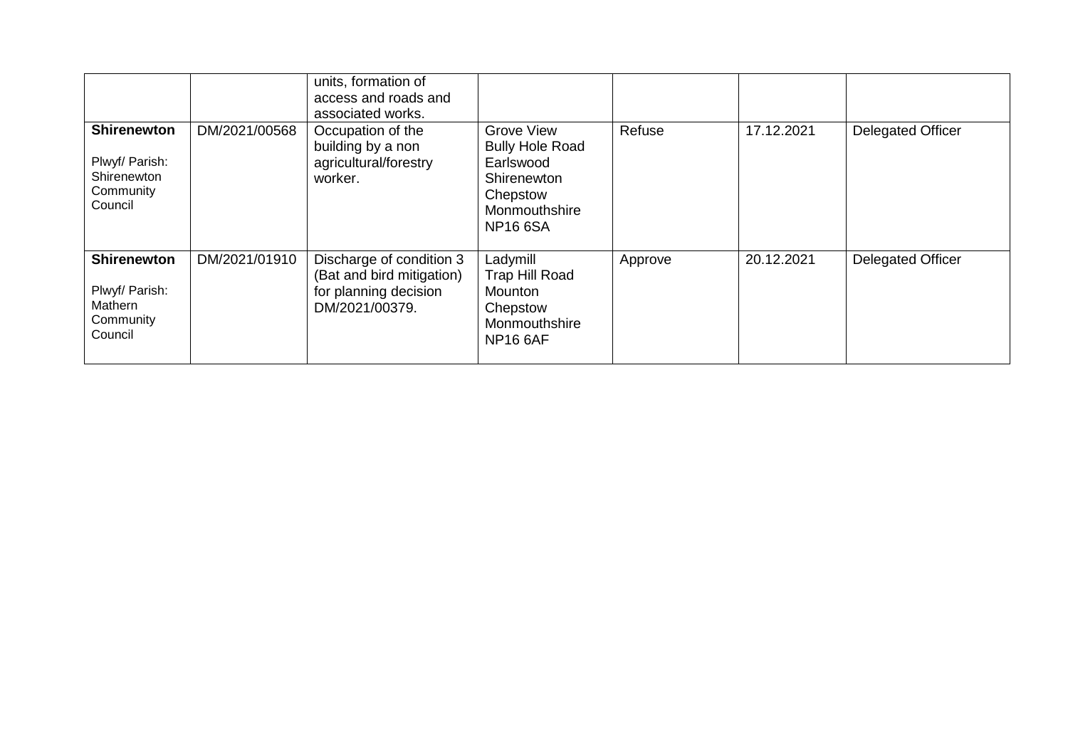| | | | | | | |
|---|---|---|---|---|---|---|
| | | units, formation of access and roads and associated works. | | | | |
| **Shirenewton**<br><br>Plwyf/ Parish: Shirenewton Community Council | DM/2021/00568 | Occupation of the building by a non agricultural/forestry worker. | Grove View Bully Hole Road Earlswood Shirenewton Chepstow Monmouthshire NP16 6SA | Refuse | 17.12.2021 | Delegated Officer |
| **Shirenewton**<br><br>Plwyf/ Parish: Mathern Community Council | DM/2021/01910 | Discharge of condition 3 (Bat and bird mitigation) for planning decision DM/2021/00379. | Ladymill Trap Hill Road Mounton Chepstow Monmouthshire NP16 6AF | Approve | 20.12.2021 | Delegated Officer |